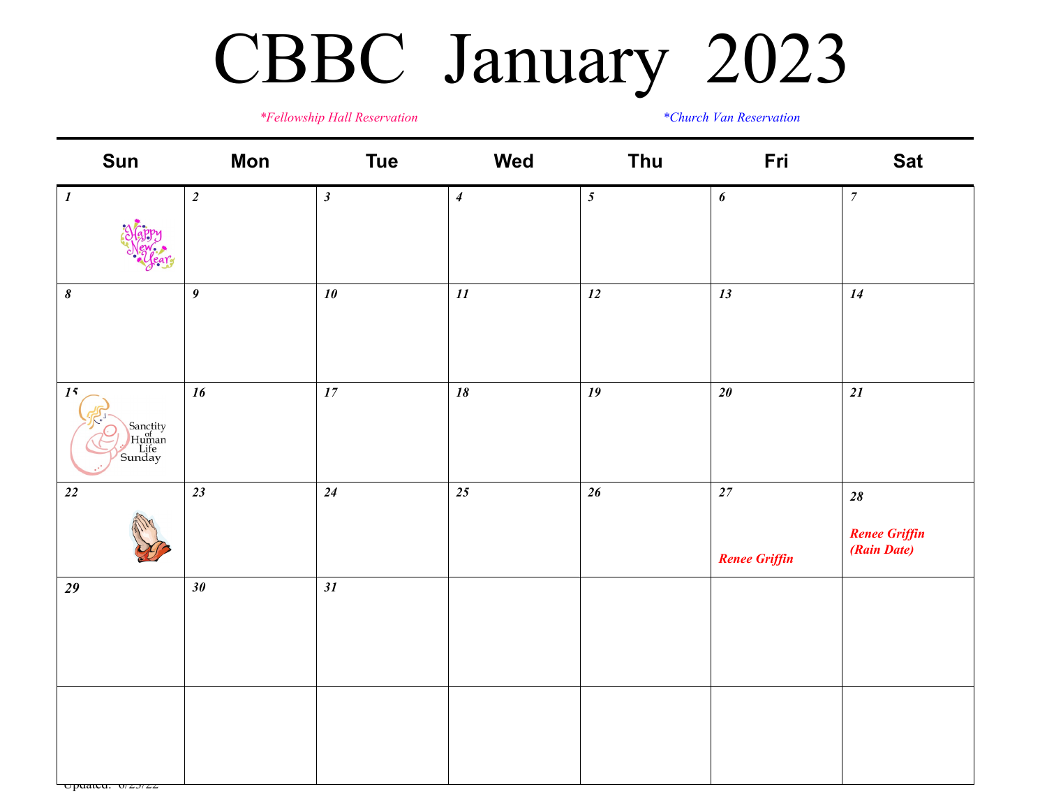# CBBC January 2023

*\*Fellowship Hall Reservation*　　　　*\*Church Van Reservation*

| Sun | Mon | Tue | Wed | Thu | Fri | Sat |
|---|---|---|---|---|---|---|
| *1* Happy New Year | *2* | *3* | *4* | *5* | *6* | *7* |
| *8* | *9* | *10* | *11* | *12* | *13* | *14* |
| *15* Sanctity of Human Life Sunday | *16* | *17* | *18* | *19* | *20* | *21* |
| *22* | *23* | *24* | *25* | *26* | *27* ***Renee Griffin*** | *28* ***Renee Griffin (Rain Date)*** |
| *29* | *30* | *31* | | | | |
| | | | | | | |

Updated: 6/23/22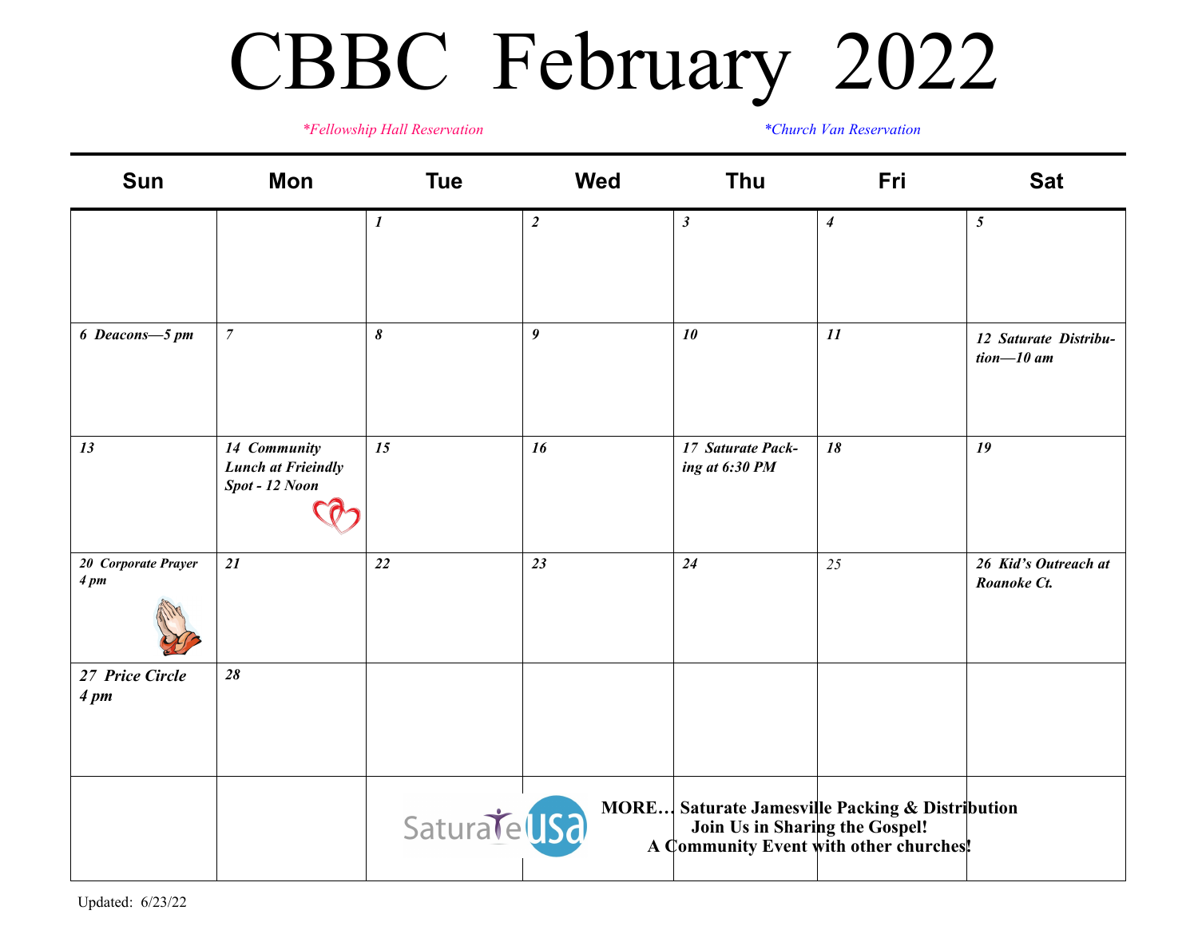# CBBC February 2022

*\*Fellowship Hall Reservation* *\*Church Van Reservation*

| Sun | Mon | Tue | Wed | Thu | Fri | Sat |
|---|---|---|---|---|---|---|
| | | *1* | *2* | *3* | *4* | *5* |
| *6 Deacons—5 pm* | *7* | *8* | *9* | *10* | *11* | *12 Saturate Distribution—10 am* |
| *13* | *14 Community Lunch at Frieindly Spot - 12 Noon* | *15* | *16* | *17 Saturate Packing at 6:30 PM* | *18* | *19* |
| *20 Corporate Prayer 4 pm* | *21* | *22* | *23* | *24* | *25* | *26 Kid's Outreach at Roanoke Ct.* |
| *27 Price Circle 4 pm* | *28* | | | | | |

**MORE… Saturate Jamesville Packing & Distribution**
**Join Us in Sharing the Gospel!**
**A Community Event with other churches!**

Updated: 6/23/22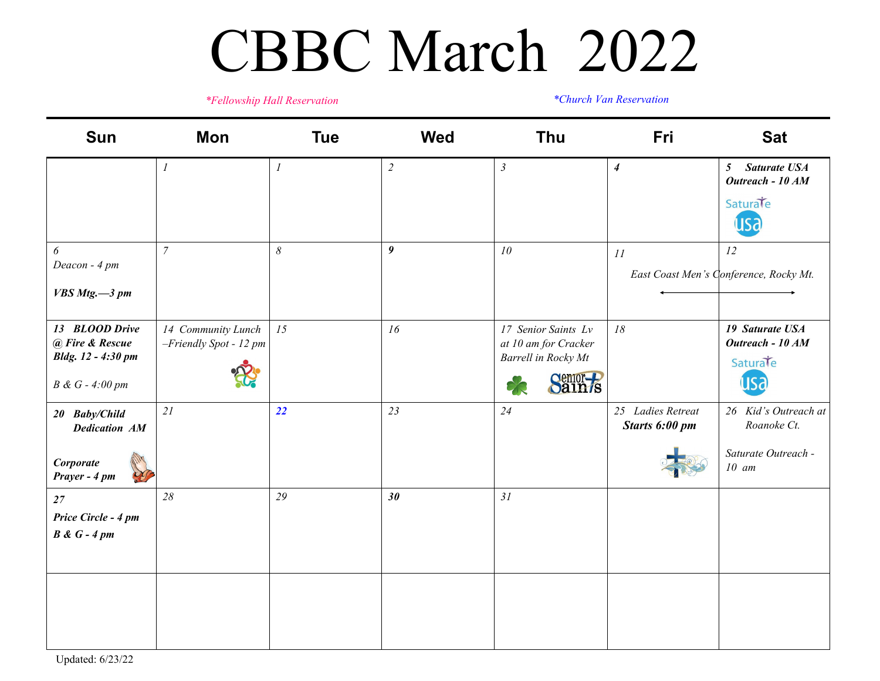# CBBC March 2022

*\*Fellowship Hall Reservation* *\*Church Van Reservation*

| Sun | Mon | Tue | Wed | Thu | Fri | Sat |
|---|---|---|---|---|---|---|
| | *1* | *1* | *2* | *3* | ***4*** | ***5 Saturate USA Outreach - 10 AM*** Saturate usa |
| *6* *Deacon - 4 pm* ***VBS Mtg.—3 pm*** | *7* | *8* | ***9*** | *10* | *11* *East Coast Men's Conference, Rocky Mt.* | *12* |
| ***13 BLOOD Drive @ Fire & Rescue Bldg. 12 - 4:30 pm*** *B & G - 4:00 pm* | *14 Community Lunch –Friendly Spot - 12 pm* | *15* | *16* | *17 Senior Saints Lv at 10 am for Cracker Barrell in Rocky Mt* Senior Saints | *18* | ***19 Saturate USA Outreach - 10 AM*** Saturate usa |
| ***20 Baby/Child Dedication AM*** ***Corporate Prayer - 4 pm*** | *21* | ***22*** | *23* | *24* | *25 Ladies Retreat* ***Starts 6:00 pm*** | *26 Kid's Outreach at Roanoke Ct.* *Saturate Outreach - 10 am* |
| ***27*** ***Price Circle - 4 pm*** ***B & G - 4 pm*** | *28* | *29* | ***30*** | *31* | | |
| | | | | | | |

Updated: 6/23/22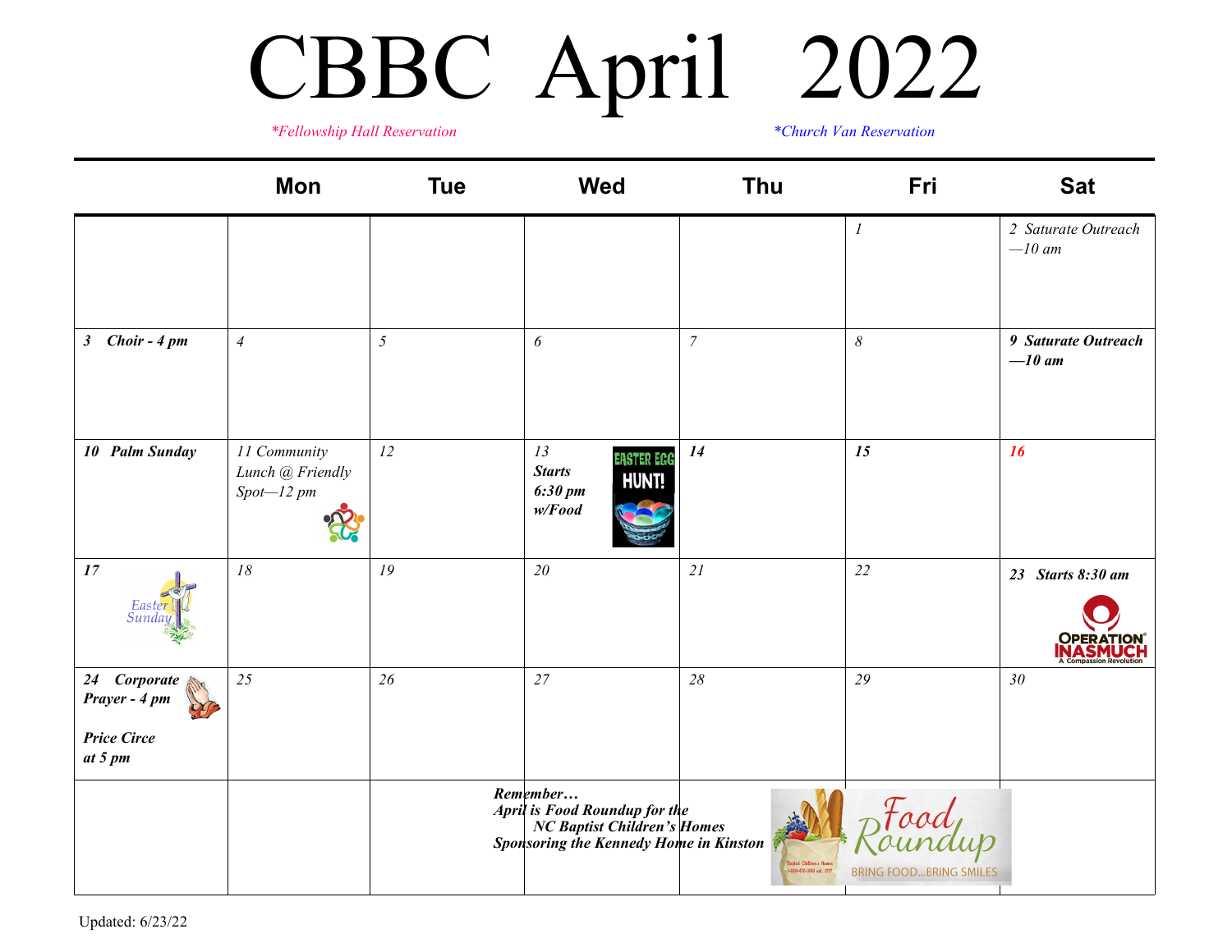# CBBC April 2022

*\*Fellowship Hall Reservation*

*\*Church Van Reservation*

| | Mon | Tue | Wed | Thu | Fri | Sat |
|---|---|---|---|---|---|---|
| | | | | | *1* | *2 Saturate Outreach —10 am* |
| ***3 Choir - 4 pm*** | *4* | *5* | *6* | *7* | *8* | ***9 Saturate Outreach —10 am*** |
| ***10 Palm Sunday*** | *11 Community Lunch @ Friendly Spot—12 pm* | *12* | *13* ***Starts 6:30 pm w/Food*** EASTER EGG HUNT! | ***14*** | ***15*** | ***16*** |
| ***17*** Easter Sunday | *18* | *19* | *20* | *21* | *22* | ***23 Starts 8:30 am*** OPERATION INASMUCH A Compassion Revolution |
| ***24 Corporate Prayer - 4 pm*** ***Price Circe at 5 pm*** | *25* | *26* | *27* | *28* | *29* | *30* |

***Remember…***
***April is Food Roundup for the NC Baptist Children's Homes***
***Sponsoring the Kennedy Home in Kinston***

Food Roundup — BRING FOOD...BRING SMILES

Updated: 6/23/22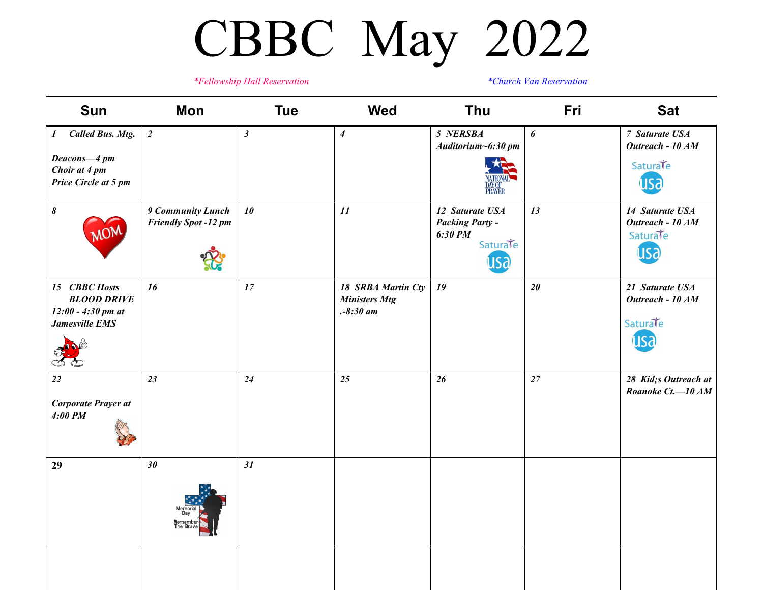# CBBC May 2022

*\*Fellowship Hall Reservation* *\*Church Van Reservation*

| Sun | Mon | Tue | Wed | Thu | Fri | Sat |
|---|---|---|---|---|---|---|
| ***1 Called Bus. Mtg.*** ***Deacons—4 pm*** ***Choir at 4 pm*** ***Price Circle at 5 pm*** | ***2*** | ***3*** | ***4*** | ***5 NERSBA Auditorium~6:30 pm*** | ***6*** | ***7 Saturate USA Outreach - 10 AM*** |
| ***8*** | ***9 Community Lunch Friendly Spot -12 pm*** | ***10*** | ***11*** | ***12 Saturate USA Packing Party - 6:30 PM*** | ***13*** | ***14 Saturate USA Outreach - 10 AM*** |
| ***15 CBBC Hosts BLOOD DRIVE 12:00 - 4:30 pm at Jamesville EMS*** | ***16*** | ***17*** | ***18 SRBA Martin Cty Ministers Mtg .-8:30 am*** | ***19*** | ***20*** | ***21 Saturate USA Outreach - 10 AM*** |
| ***22*** ***Corporate Prayer at 4:00 PM*** | ***23*** | ***24*** | ***25*** | ***26*** | ***27*** | ***28 Kid;s Outreach at Roanoke Ct.—10 AM*** |
| **29** | ***30*** | ***31*** | | | | |
| | | | | | | |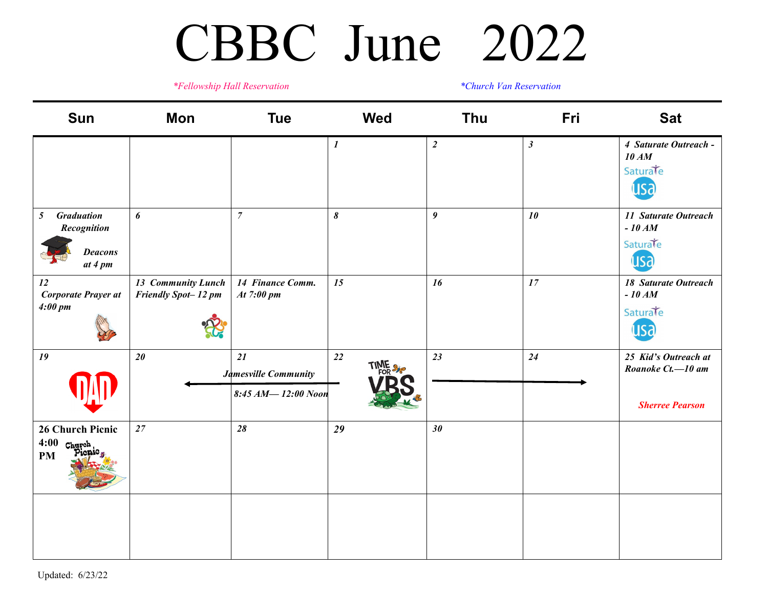# CBBC June 2022

*\*Fellowship Hall Reservation* *\*Church Van Reservation*

| Sun | Mon | Tue | Wed | Thu | Fri | Sat |
|---|---|---|---|---|---|---|
| | | | *1* | *2* | *3* | *4 Saturate Outreach - 10 AM* |
| *5 Graduation Recognition* *Deacons at 4 pm* | *6* | *7* | *8* | *9* | *10* | *11 Saturate Outreach - 10 AM* |
| *12 Corporate Prayer at 4:00 pm* | *13 Community Lunch Friendly Spot– 12 pm* | *14 Finance Comm. At 7:00 pm* | *15* | *16* | *17* | *18 Saturate Outreach - 10 AM* |
| *19* | *20* | *21 Jamesville Community 8:45 AM— 12:00 Noon* | *22* TIME FOR VBS | *23* | *24* | *25 Kid's Outreach at Roanoke Ct.—10 am* *Sherree Pearson* |
| **26 Church Picnic 4:00 PM** | *27* | *28* | *29* | *30* | | |
| | | | | | | |

Updated: 6/23/22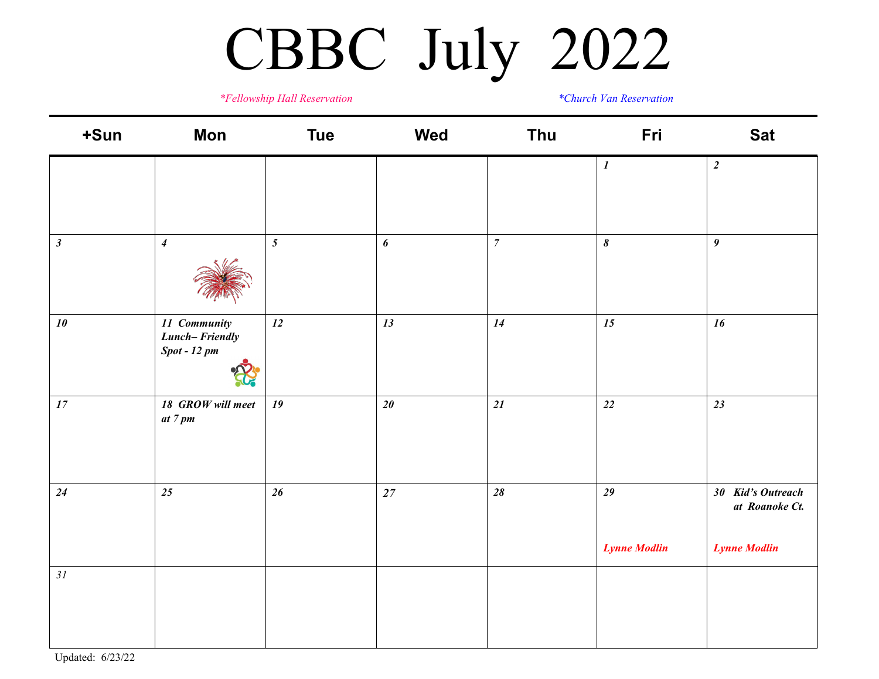# CBBC July 2022

*\*Fellowship Hall Reservation*  *\*Church Van Reservation*

| +Sun | Mon | Tue | Wed | Thu | Fri | Sat |
|---|---|---|---|---|---|---|
| | | | | | *1* | *2* |
| *3* | *4* | *5* | *6* | *7* | *8* | *9* |
| *10* | ***11 Community Lunch– Friendly Spot - 12 pm*** | *12* | *13* | *14* | *15* | *16* |
| *17* | ***18 GROW will meet at 7 pm*** | *19* | *20* | *21* | *22* | *23* |
| *24* | *25* | *26* | *27* | *28* | *29* ***Lynne Modlin*** | ***30 Kid's Outreach at Roanoke Ct.*** ***Lynne Modlin*** |
| *31* | | | | | | |

Updated: 6/23/22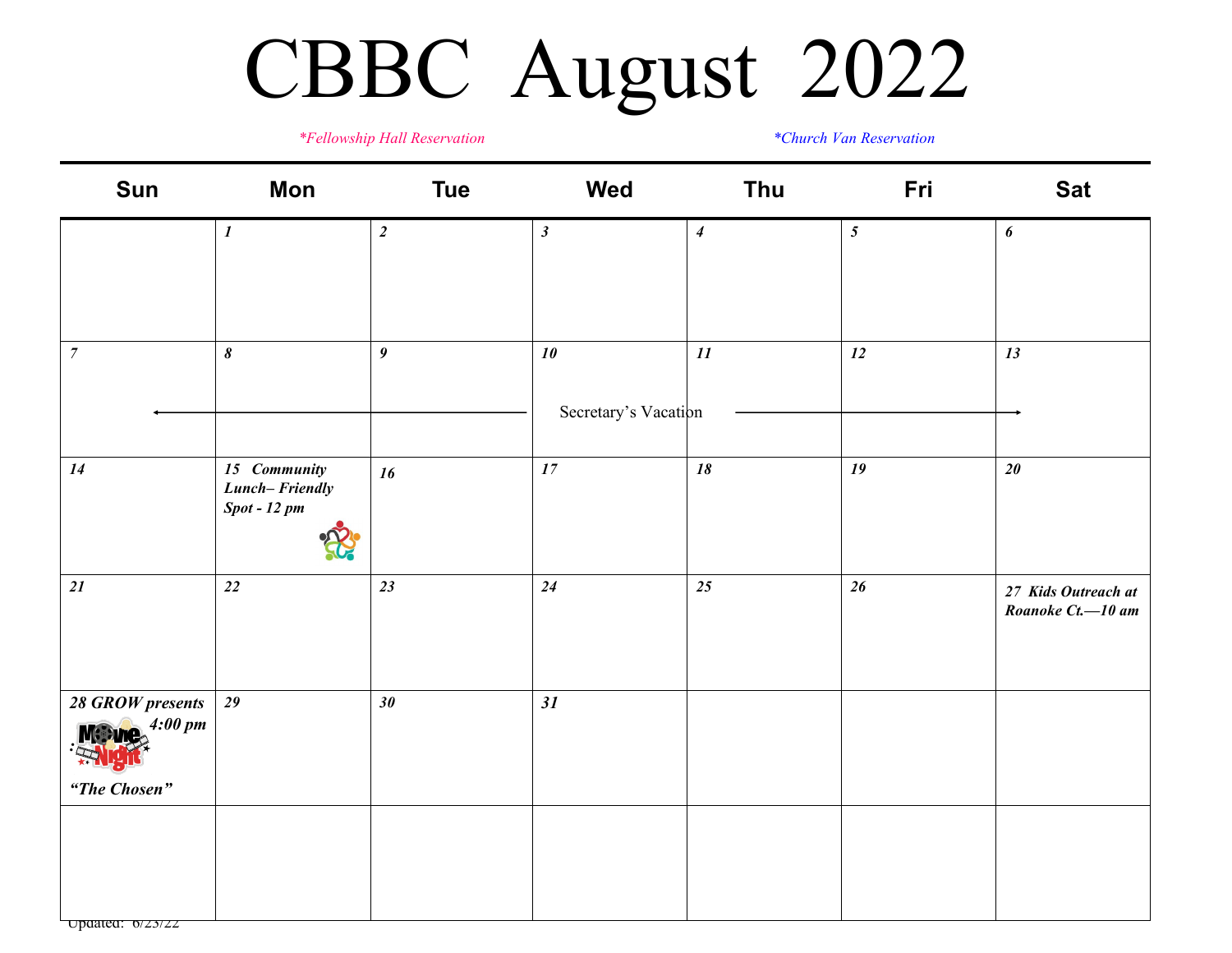# CBBC August 2022

*\*Fellowship Hall Reservation* *\*Church Van Reservation*

| Sun | Mon | Tue | Wed | Thu | Fri | Sat |
|---|---|---|---|---|---|---|
| | ***1*** | ***2*** | ***3*** | ***4*** | ***5*** | ***6*** |
| ***7*** ← | ***8*** | ***9*** | ***10*** Secretary's Vacation | ***11*** | ***12*** | ***13*** → |
| ***14*** | ***15 Community Lunch– Friendly Spot - 12 pm*** | ***16*** | ***17*** | ***18*** | ***19*** | ***20*** |
| ***21*** | ***22*** | ***23*** | ***24*** | ***25*** | ***26*** | ***27 Kids Outreach at Roanoke Ct.—10 am*** |
| ***28 GROW presents 4:00 pm Movie Night "The Chosen"*** | ***29*** | ***30*** | ***31*** | | | |
| | | | | | | |

Updated: 6/23/22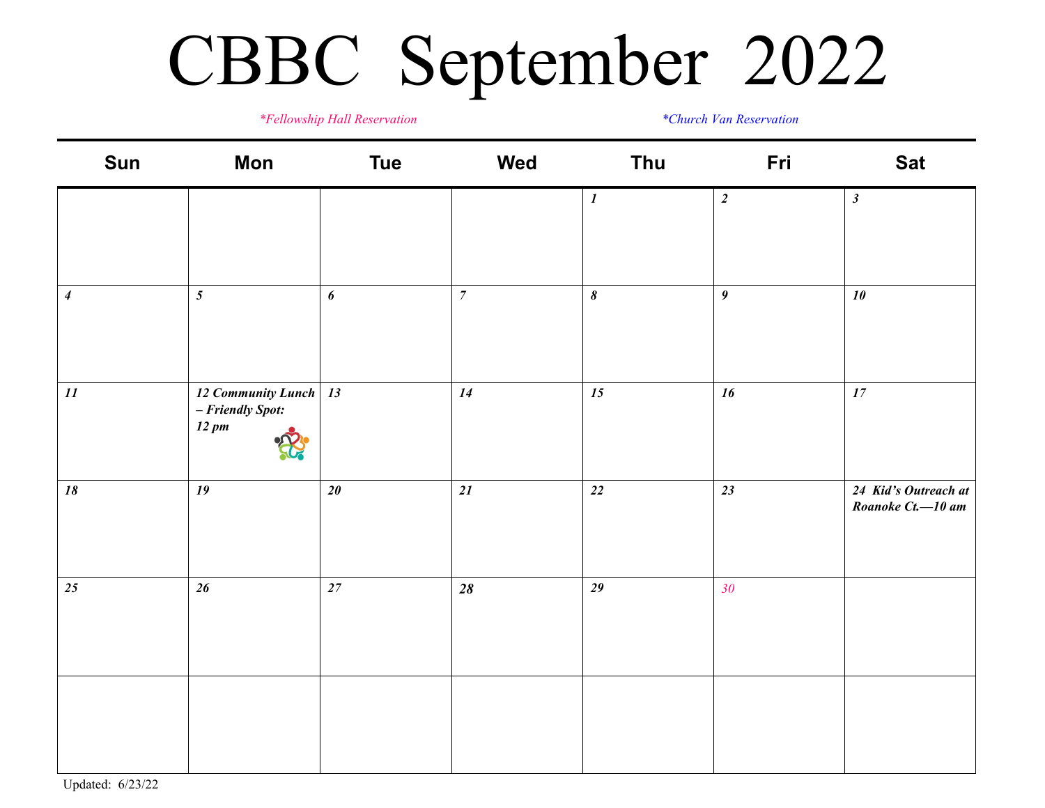# CBBC September 2022

*\*Fellowship Hall Reservation* *\*Church Van Reservation*

| Sun | Mon | Tue | Wed | Thu | Fri | Sat |
|---|---|---|---|---|---|---|
| | | | | ***1*** | ***2*** | ***3*** |
| ***4*** | ***5*** | ***6*** | ***7*** | ***8*** | ***9*** | ***10*** |
| ***11*** | ***12 Community Lunch – Friendly Spot: 12 pm*** | ***13*** | ***14*** | ***15*** | ***16*** | ***17*** |
| ***18*** | ***19*** | ***20*** | ***21*** | ***22*** | ***23*** | ***24 Kid's Outreach at Roanoke Ct.—10 am*** |
| ***25*** | ***26*** | ***27*** | ***28*** | ***29*** | *30* | |
| | | | | | | |

Updated: 6/23/22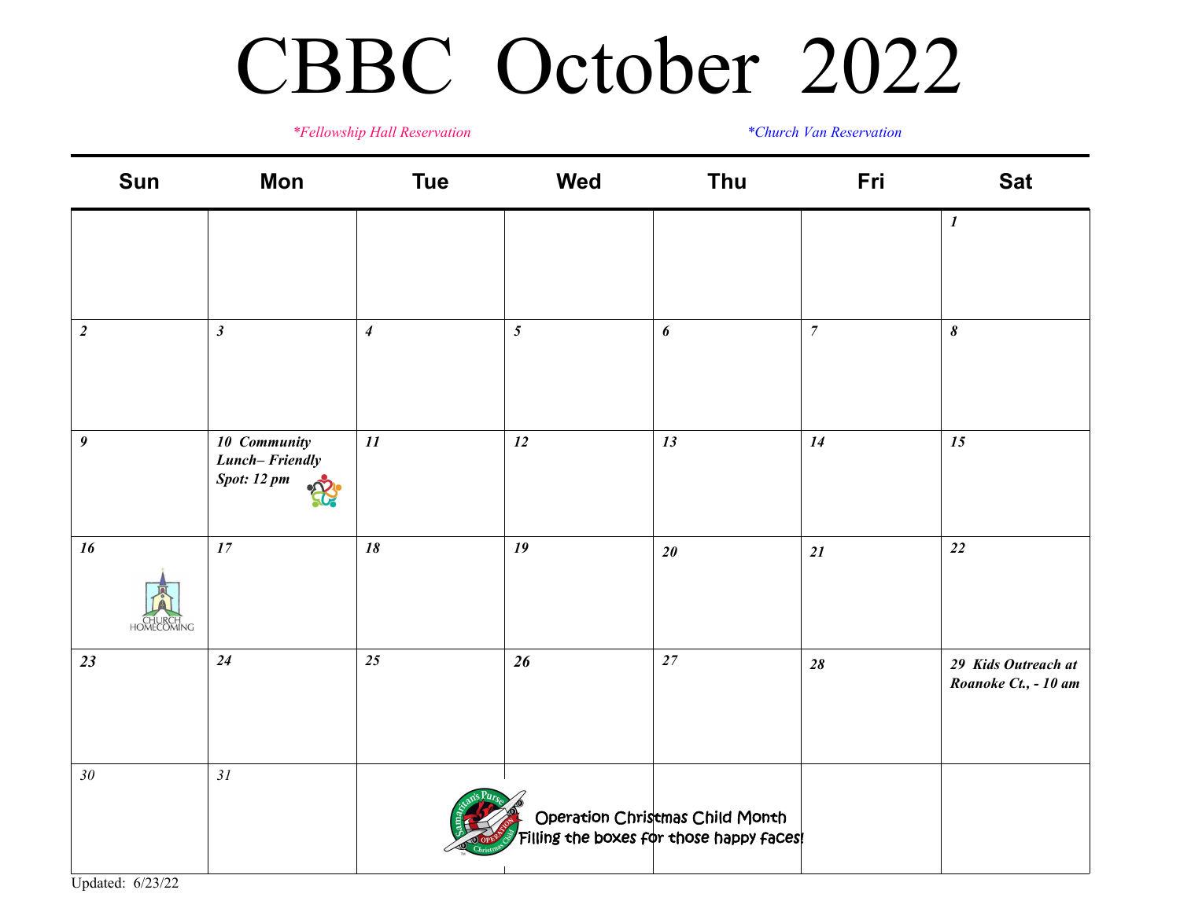# CBBC October 2022

*\*Fellowship Hall Reservation* *\*Church Van Reservation*

| Sun | Mon | Tue | Wed | Thu | Fri | Sat |
|---|---|---|---|---|---|---|
| | | | | | | 1 |
| 2 | 3 | 4 | 5 | 6 | 7 | 8 |
| 9 | 10 Community Lunch– Friendly Spot: 12 pm | 11 | 12 | 13 | 14 | 15 |
| 16 CHURCH HOMECOMING | 17 | 18 | 19 | 20 | 21 | 22 |
| 23 | 24 | 25 | 26 | 27 | 28 | 29 Kids Outreach at Roanoke Ct., - 10 am |
| 30 | 31 | Operation Christmas Child Month Filling the boxes for those happy faces! | | | | |

Updated: 6/23/22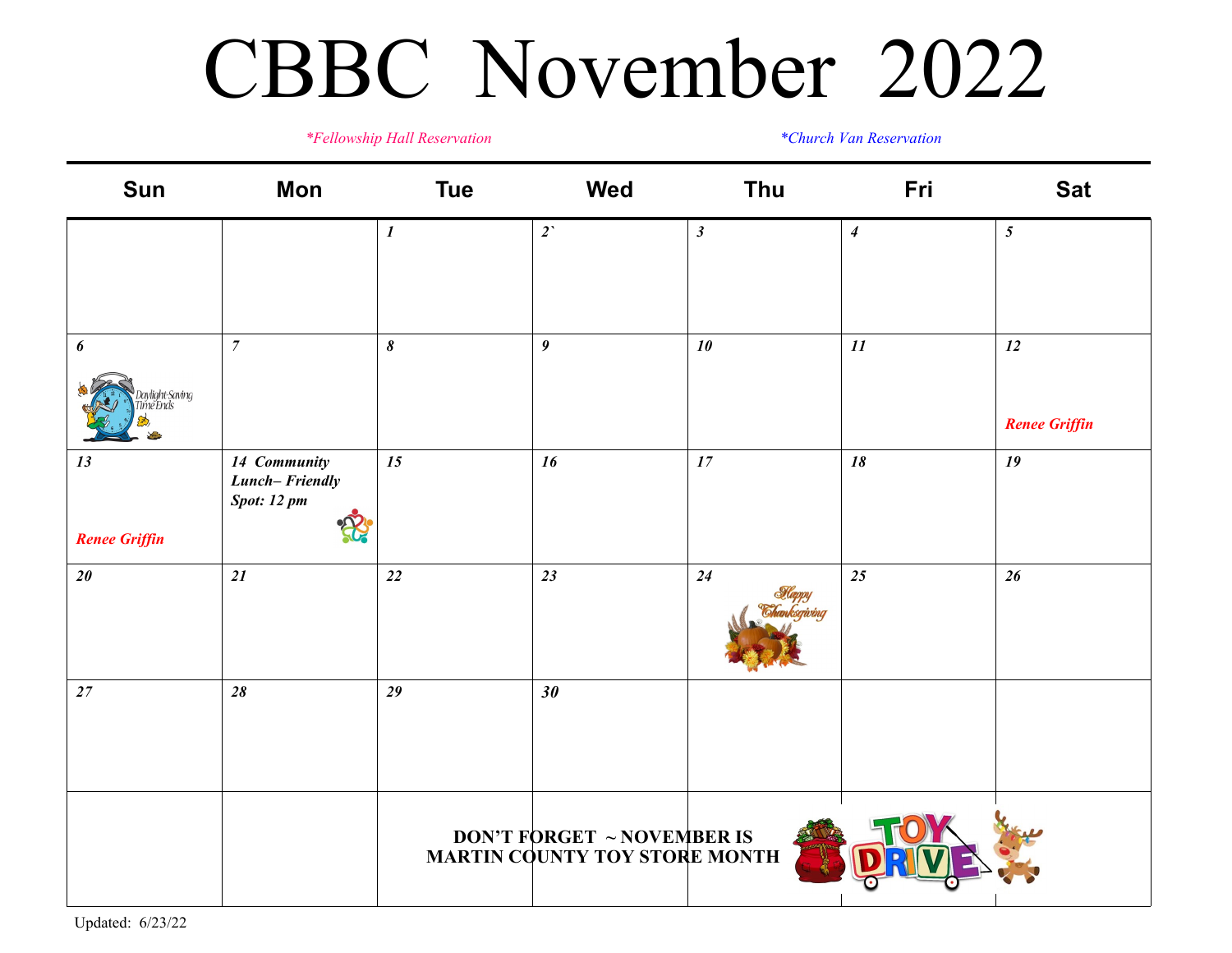# CBBC November 2022

*\*Fellowship Hall Reservation* *\*Church Van Reservation*

| Sun | Mon | Tue | Wed | Thu | Fri | Sat |
|---|---|---|---|---|---|---|
| | | ***1*** | ***2`*** | ***3*** | ***4*** | ***5*** |
| ***6*** Daylight-Saving Time Ends | ***7*** | ***8*** | ***9*** | ***10*** | ***11*** | ***12*** ***Renee Griffin*** |
| ***13*** ***Renee Griffin*** | ***14 Community Lunch– Friendly Spot: 12 pm*** | ***15*** | ***16*** | ***17*** | ***18*** | ***19*** |
| ***20*** | ***21*** | ***22*** | ***23*** | ***24*** Happy Thanksgiving | ***25*** | ***26*** |
| ***27*** | ***28*** | ***29*** | ***30*** | | | |

**DON'T FORGET ~ NOVEMBER IS MARTIN COUNTY TOY STORE MONTH**

TOY DRIVE

Updated: 6/23/22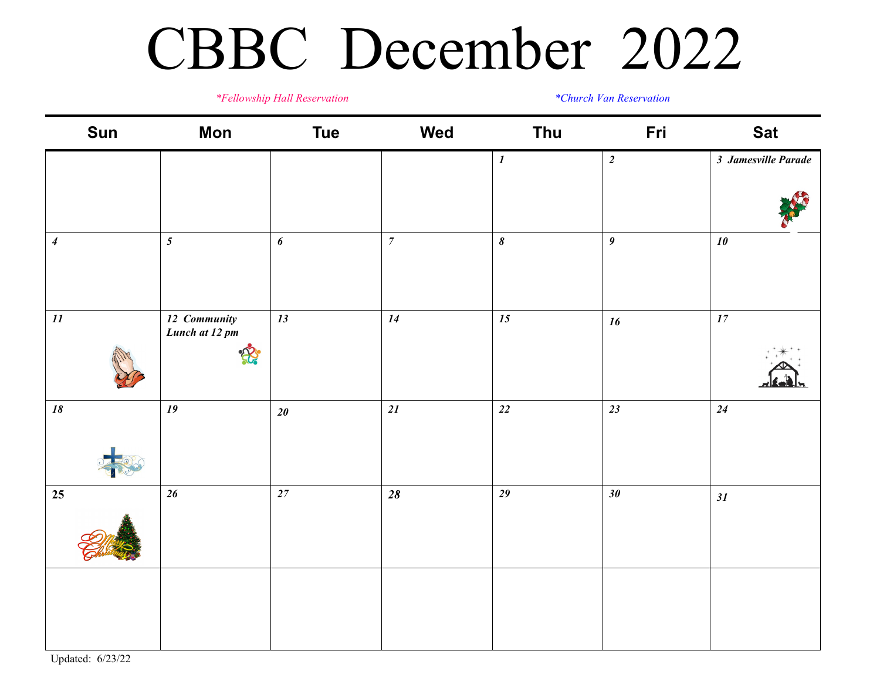# CBBC December 2022

*\*Fellowship Hall Reservation*

*\*Church Van Reservation*

| Sun | Mon | Tue | Wed | Thu | Fri | Sat |
|---|---|---|---|---|---|---|
| | | | | *1* | *2* | *3 Jamesville Parade* |
| *4* | *5* | *6* | *7* | *8* | *9* | *10* |
| *11* | *12 Community Lunch at 12 pm* | *13* | *14* | *15* | *16* | *17* |
| *18* | *19* | *20* | *21* | *22* | *23* | *24* |
| 25 | *26* | *27* | *28* | *29* | *30* | *31* |
| | | | | | | |

Updated: 6/23/22